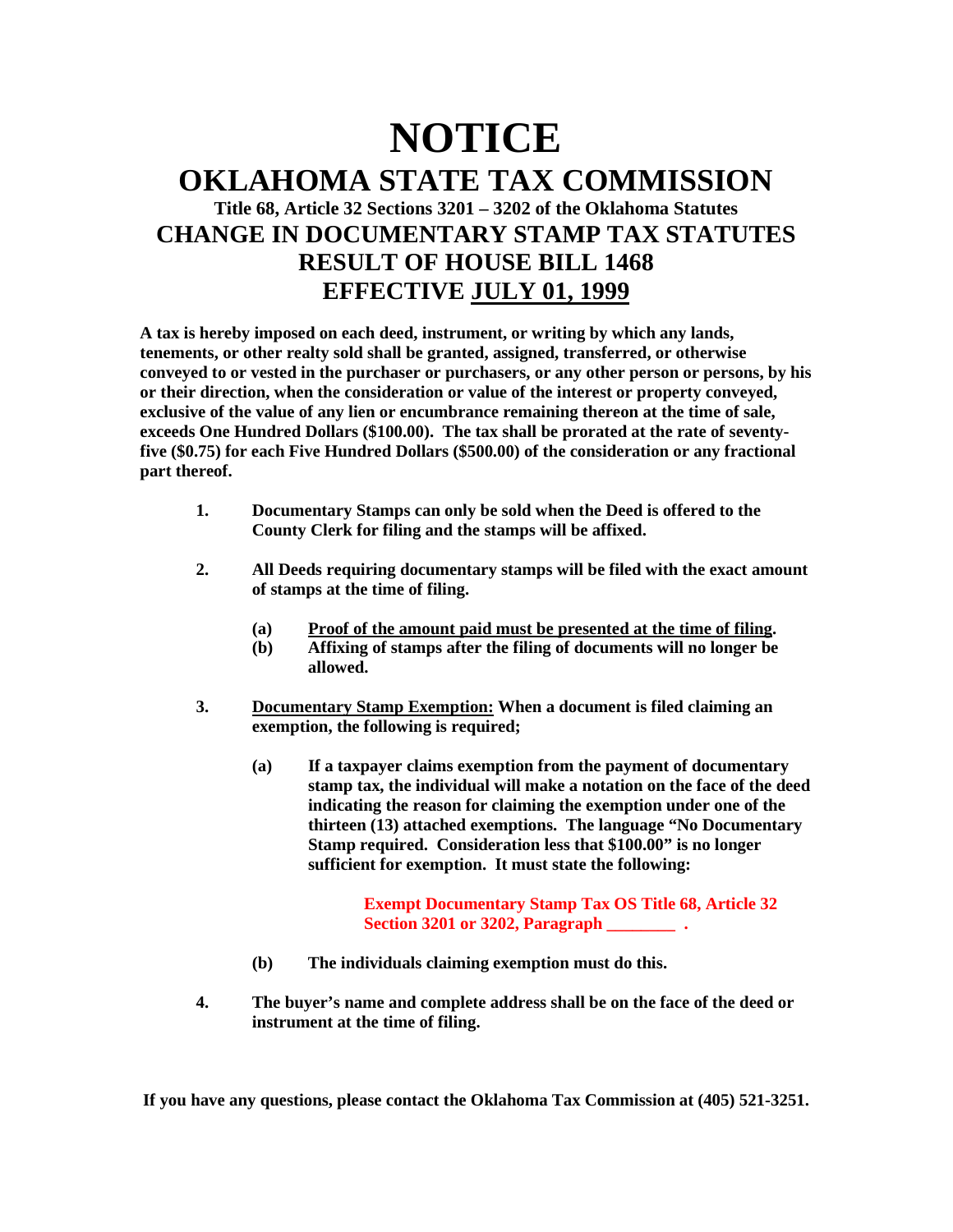# NOTICE

## OKLAHOMA STATE TAX COMMISSION

### Title 68, Article 32 Sections 3201 – 3202 of the Oklahoma Statutes

## CHANGE IN DOCUMENTARY STAMP TAX STATUTES

## RESULT OF HOUSE BILL 1468

## EFFECTIVE JULY 01, 1999

**A tax is hereby imposed on each deed, instrument, or writing by which any lands, tenements, or other realty sold shall be granted, assigned, transferred, or otherwise conveyed to or vested in the purchaser or purchasers, or any other person or persons, by his or their direction, when the consideration or value of the interest or property conveyed, exclusive of the value of any lien or encumbrance remaining thereon at the time of sale, exceeds One Hundred Dollars ($100.00). The tax shall be prorated at the rate of seventy-five ($0.75) for each Five Hundred Dollars ($500.00) of the consideration or any fractional part thereof.**

1. **Documentary Stamps can only be sold when the Deed is offered to the County Clerk for filing and the stamps will be affixed.**

2. **All Deeds requiring documentary stamps will be filed with the exact amount of stamps at the time of filing.**

   (a) **Proof of the amount paid must be presented at the time of filing.**
   
   (b) **Affixing of stamps after the filing of documents will no longer be allowed.**

3. **Documentary Stamp Exemption: When a document is filed claiming an exemption, the following is required;**

   (a) **If a taxpayer claims exemption from the payment of documentary stamp tax, the individual will make a notation on the face of the deed indicating the reason for claiming the exemption under one of the thirteen (13) attached exemptions. The language "No Documentary Stamp required. Consideration less that $100.00" is no longer sufficient for exemption. It must state the following:**

   **Exempt Documentary Stamp Tax OS Title 68, Article 32 Section 3201 or 3202, Paragraph ________ .**

   (b) **The individuals claiming exemption must do this.**

4. **The buyer's name and complete address shall be on the face of the deed or instrument at the time of filing.**

**If you have any questions, please contact the Oklahoma Tax Commission at (405) 521-3251.**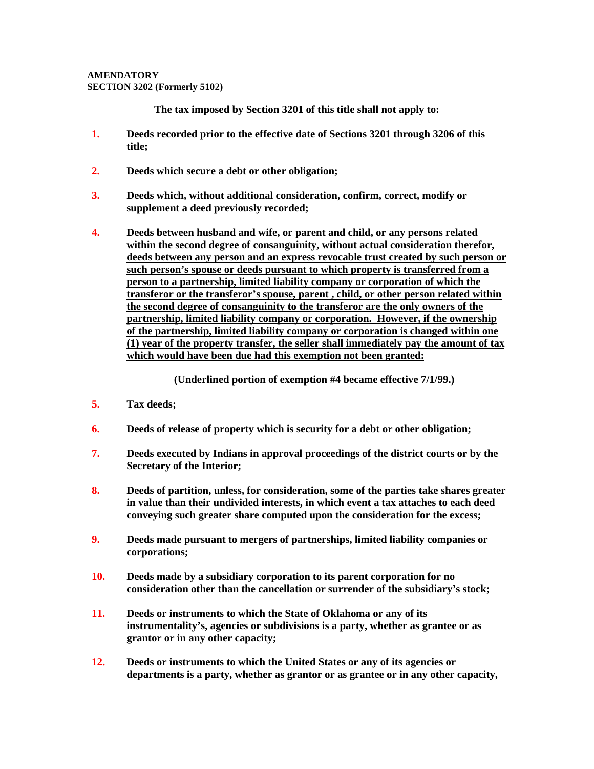**AMENDATORY**
**SECTION 3202 (Formerly 5102)**

**The tax imposed by Section 3201 of this title shall not apply to:**

1. **Deeds recorded prior to the effective date of Sections 3201 through 3206 of this title;**

2. **Deeds which secure a debt or other obligation;**

3. **Deeds which, without additional consideration, confirm, correct, modify or supplement a deed previously recorded;**

4. **Deeds between husband and wife, or parent and child, or any persons related within the second degree of consanguinity, without actual consideration therefor, <u>deeds between any person and an express revocable trust created by such person or such person's spouse or deeds pursuant to which property is transferred from a person to a partnership, limited liability company or corporation of which the transferor or the transferor's spouse, parent , child, or other person related within the second degree of consanguinity to the transferor are the only owners of the partnership, limited liability company or corporation. However, if the ownership of the partnership, limited liability company or corporation is changed within one (1) year of the property transfer, the seller shall immediately pay the amount of tax which would have been due had this exemption not been granted:</u>**

   **(Underlined portion of exemption #4 became effective 7/1/99.)**

5. **Tax deeds;**

6. **Deeds of release of property which is security for a debt or other obligation;**

7. **Deeds executed by Indians in approval proceedings of the district courts or by the Secretary of the Interior;**

8. **Deeds of partition, unless, for consideration, some of the parties take shares greater in value than their undivided interests, in which event a tax attaches to each deed conveying such greater share computed upon the consideration for the excess;**

9. **Deeds made pursuant to mergers of partnerships, limited liability companies or corporations;**

10. **Deeds made by a subsidiary corporation to its parent corporation for no consideration other than the cancellation or surrender of the subsidiary's stock;**

11. **Deeds or instruments to which the State of Oklahoma or any of its instrumentality's, agencies or subdivisions is a party, whether as grantee or as grantor or in any other capacity;**

12. **Deeds or instruments to which the United States or any of its agencies or departments is a party, whether as grantor or as grantee or in any other capacity,**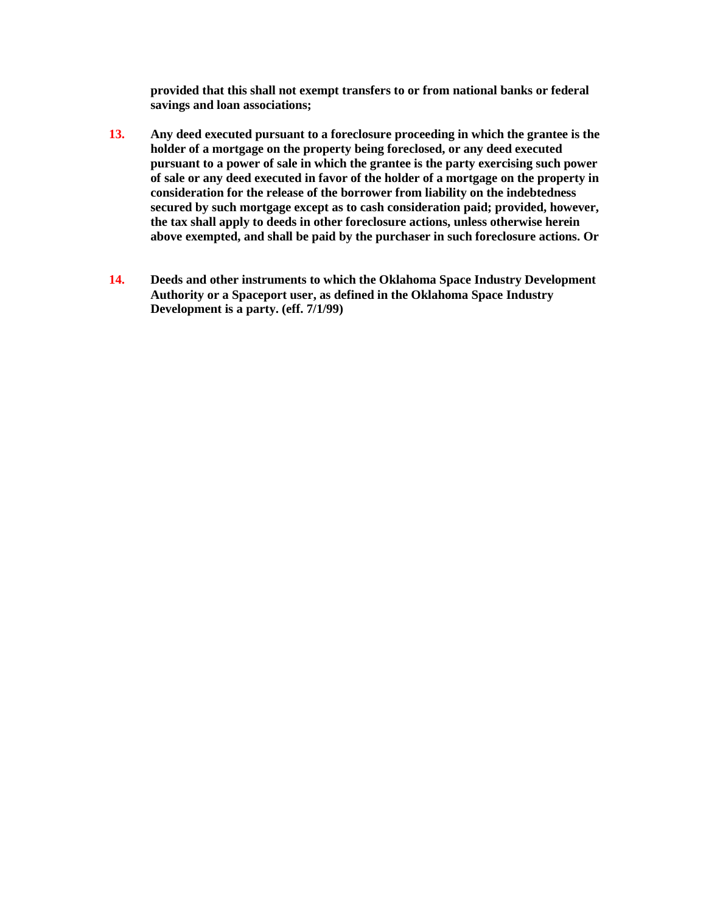**provided that this shall not exempt transfers to or from national banks or federal savings and loan associations;**

**13.** **Any deed executed pursuant to a foreclosure proceeding in which the grantee is the holder of a mortgage on the property being foreclosed, or any deed executed pursuant to a power of sale in which the grantee is the party exercising such power of sale or any deed executed in favor of the holder of a mortgage on the property in consideration for the release of the borrower from liability on the indebtedness secured by such mortgage except as to cash consideration paid; provided, however, the tax shall apply to deeds in other foreclosure actions, unless otherwise herein above exempted, and shall be paid by the purchaser in such foreclosure actions. Or**

**14.** **Deeds and other instruments to which the Oklahoma Space Industry Development Authority or a Spaceport user, as defined in the Oklahoma Space Industry Development is a party. (eff. 7/1/99)**